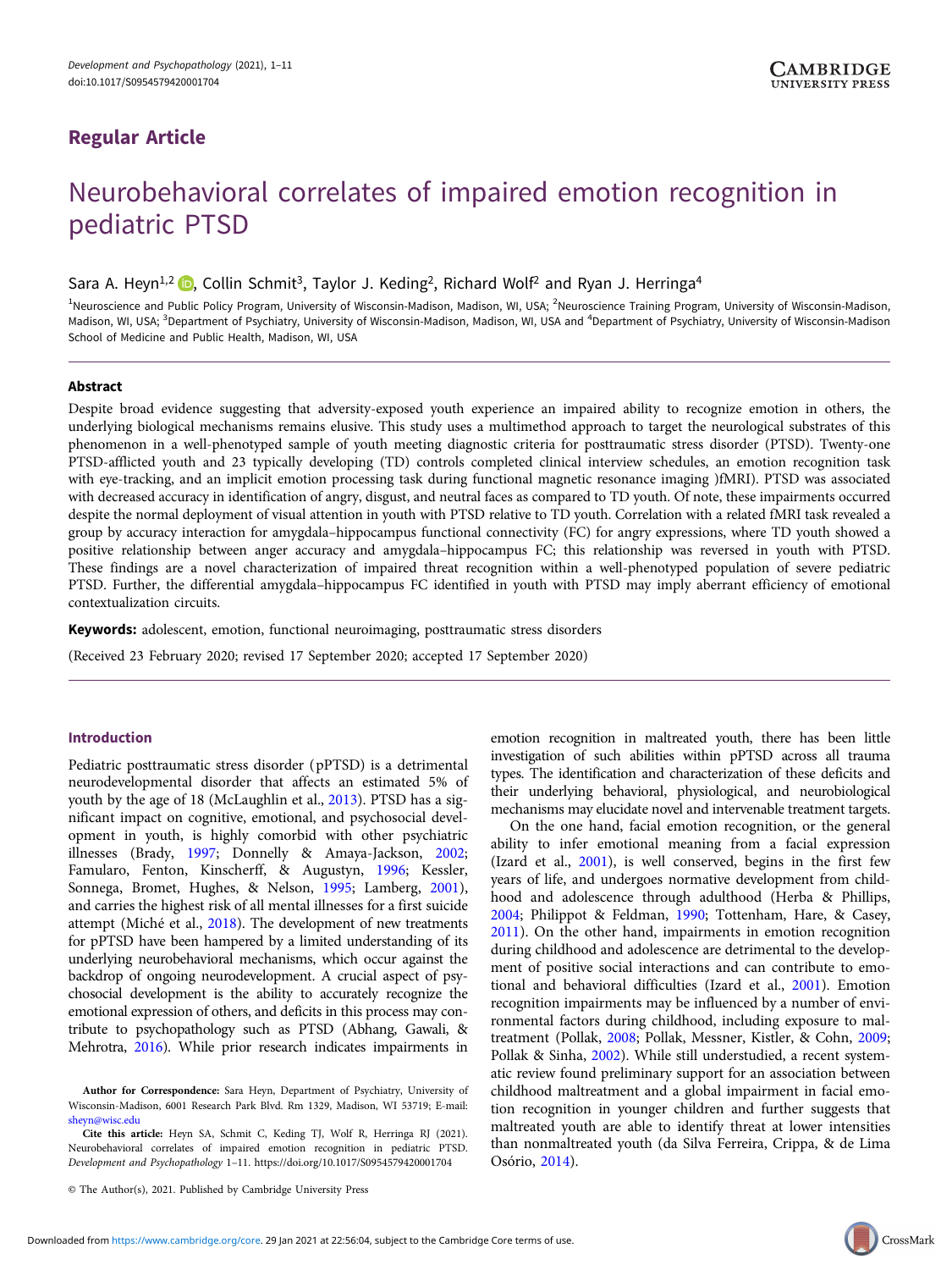## Regular Article

# Neurobehavioral correlates of impaired emotion recognition in pediatric PTSD

Sara A. Heyn[1,2], Collin Schmit[3], Taylor J. Keding[2], Richard Wolf[2] and Ryan J. Herringa[4]

[1]Neuroscience and Public Policy Program, University of Wisconsin-Madison, Madison, WI, USA; [2]Neuroscience Training Program, University of Wisconsin-Madison, Madison, WI, USA; [3]Department of Psychiatry, University of Wisconsin-Madison, Madison, WI, USA and [4]Department of Psychiatry, University of Wisconsin-Madison School of Medicine and Public Health, Madison, WI, USA

### Abstract

Despite broad evidence suggesting that adversity-exposed youth experience an impaired ability to recognize emotion in others, the underlying biological mechanisms remains elusive. This study uses a multimethod approach to target the neurological substrates of this phenomenon in a well-phenotyped sample of youth meeting diagnostic criteria for posttraumatic stress disorder (PTSD). Twenty-one PTSD-afflicted youth and 23 typically developing (TD) controls completed clinical interview schedules, an emotion recognition task with eye-tracking, and an implicit emotion processing task during functional magnetic resonance imaging )fMRI). PTSD was associated with decreased accuracy in identification of angry, disgust, and neutral faces as compared to TD youth. Of note, these impairments occurred despite the normal deployment of visual attention in youth with PTSD relative to TD youth. Correlation with a related fMRI task revealed a group by accuracy interaction for amygdala–hippocampus functional connectivity (FC) for angry expressions, where TD youth showed a positive relationship between anger accuracy and amygdala–hippocampus FC; this relationship was reversed in youth with PTSD. These findings are a novel characterization of impaired threat recognition within a well-phenotyped population of severe pediatric PTSD. Further, the differential amygdala–hippocampus FC identified in youth with PTSD may imply aberrant efficiency of emotional contextualization circuits.

**Keywords:** adolescent, emotion, functional neuroimaging, posttraumatic stress disorders

(Received 23 February 2020; revised 17 September 2020; accepted 17 September 2020)

## Introduction

Pediatric posttraumatic stress disorder (pPTSD) is a detrimental neurodevelopmental disorder that affects an estimated 5% of youth by the age of 18 (McLaughlin et al., 2013). PTSD has a significant impact on cognitive, emotional, and psychosocial development in youth, is highly comorbid with other psychiatric illnesses (Brady, 1997; Donnelly & Amaya-Jackson, 2002; Famularo, Fenton, Kinscherff, & Augustyn, 1996; Kessler, Sonnega, Bromet, Hughes, & Nelson, 1995; Lamberg, 2001), and carries the highest risk of all mental illnesses for a first suicide attempt (Miché et al., 2018). The development of new treatments for pPTSD have been hampered by a limited understanding of its underlying neurobehavioral mechanisms, which occur against the backdrop of ongoing neurodevelopment. A crucial aspect of psychosocial development is the ability to accurately recognize the emotional expression of others, and deficits in this process may contribute to psychopathology such as PTSD (Abhang, Gawali, & Mehrotra, 2016). While prior research indicates impairments in emotion recognition in maltreated youth, there has been little investigation of such abilities within pPTSD across all trauma types. The identification and characterization of these deficits and their underlying behavioral, physiological, and neurobiological mechanisms may elucidate novel and intervenable treatment targets.

On the one hand, facial emotion recognition, or the general ability to infer emotional meaning from a facial expression (Izard et al., 2001), is well conserved, begins in the first few years of life, and undergoes normative development from childhood and adolescence through adulthood (Herba & Phillips, 2004; Philippot & Feldman, 1990; Tottenham, Hare, & Casey, 2011). On the other hand, impairments in emotion recognition during childhood and adolescence are detrimental to the development of positive social interactions and can contribute to emotional and behavioral difficulties (Izard et al., 2001). Emotion recognition impairments may be influenced by a number of environmental factors during childhood, including exposure to maltreatment (Pollak, 2008; Pollak, Messner, Kistler, & Cohn, 2009; Pollak & Sinha, 2002). While still understudied, a recent systematic review found preliminary support for an association between childhood maltreatment and a global impairment in facial emotion recognition in younger children and further suggests that maltreated youth are able to identify threat at lower intensities than nonmaltreated youth (da Silva Ferreira, Crippa, & de Lima Osório, 2014).

**Author for Correspondence:** Sara Heyn, Department of Psychiatry, University of Wisconsin-Madison, 6001 Research Park Blvd. Rm 1329, Madison, WI 53719; E-mail: sheyn@wisc.edu

**Cite this article:** Heyn SA, Schmit C, Keding TJ, Wolf R, Herringa RJ (2021). Neurobehavioral correlates of impaired emotion recognition in pediatric PTSD. *Development and Psychopathology* 1–11. https://doi.org/10.1017/S0954579420001704

© The Author(s), 2021. Published by Cambridge University Press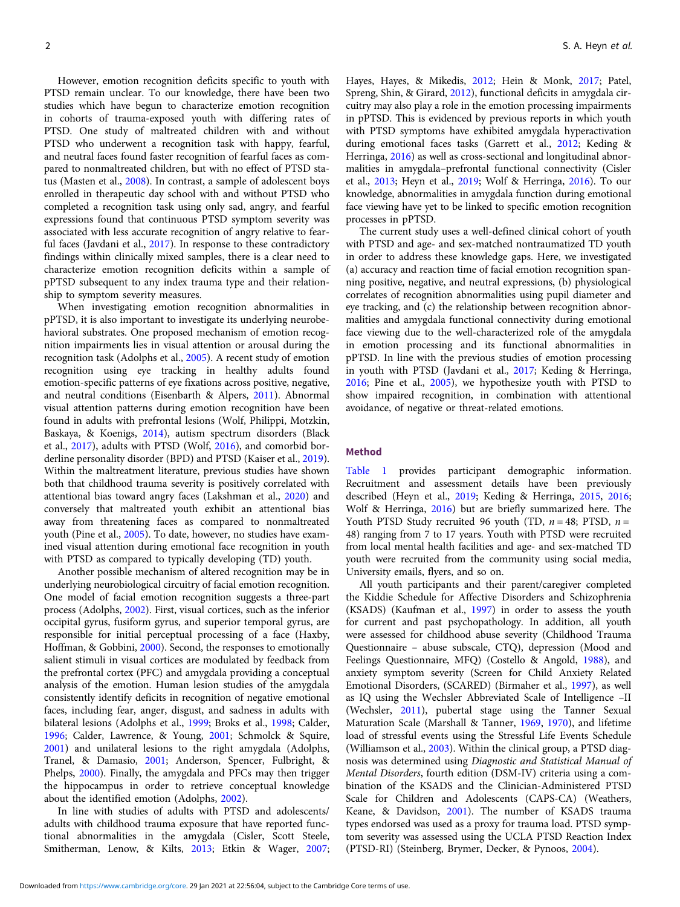However, emotion recognition deficits specific to youth with PTSD remain unclear. To our knowledge, there have been two studies which have begun to characterize emotion recognition in cohorts of trauma-exposed youth with differing rates of PTSD. One study of maltreated children with and without PTSD who underwent a recognition task with happy, fearful, and neutral faces found faster recognition of fearful faces as compared to nonmaltreated children, but with no effect of PTSD status (Masten et al., 2008). In contrast, a sample of adolescent boys enrolled in therapeutic day school with and without PTSD who completed a recognition task using only sad, angry, and fearful expressions found that continuous PTSD symptom severity was associated with less accurate recognition of angry relative to fearful faces (Javdani et al., 2017). In response to these contradictory findings within clinically mixed samples, there is a clear need to characterize emotion recognition deficits within a sample of pPTSD subsequent to any index trauma type and their relationship to symptom severity measures.

When investigating emotion recognition abnormalities in pPTSD, it is also important to investigate its underlying neurobehavioral substrates. One proposed mechanism of emotion recognition impairments lies in visual attention or arousal during the recognition task (Adolphs et al., 2005). A recent study of emotion recognition using eye tracking in healthy adults found emotion-specific patterns of eye fixations across positive, negative, and neutral conditions (Eisenbarth & Alpers, 2011). Abnormal visual attention patterns during emotion recognition have been found in adults with prefrontal lesions (Wolf, Philippi, Motzkin, Baskaya, & Koenigs, 2014), autism spectrum disorders (Black et al., 2017), adults with PTSD (Wolf, 2016), and comorbid borderline personality disorder (BPD) and PTSD (Kaiser et al., 2019). Within the maltreatment literature, previous studies have shown both that childhood trauma severity is positively correlated with attentional bias toward angry faces (Lakshman et al., 2020) and conversely that maltreated youth exhibit an attentional bias away from threatening faces as compared to nonmaltreated youth (Pine et al., 2005). To date, however, no studies have examined visual attention during emotional face recognition in youth with PTSD as compared to typically developing (TD) youth.

Another possible mechanism of altered recognition may be in underlying neurobiological circuitry of facial emotion recognition. One model of facial emotion recognition suggests a three-part process (Adolphs, 2002). First, visual cortices, such as the inferior occipital gyrus, fusiform gyrus, and superior temporal gyrus, are responsible for initial perceptual processing of a face (Haxby, Hoffman, & Gobbini, 2000). Second, the responses to emotionally salient stimuli in visual cortices are modulated by feedback from the prefrontal cortex (PFC) and amygdala providing a conceptual analysis of the emotion. Human lesion studies of the amygdala consistently identify deficits in recognition of negative emotional faces, including fear, anger, disgust, and sadness in adults with bilateral lesions (Adolphs et al., 1999; Broks et al., 1998; Calder, 1996; Calder, Lawrence, & Young, 2001; Schmolck & Squire, 2001) and unilateral lesions to the right amygdala (Adolphs, Tranel, & Damasio, 2001; Anderson, Spencer, Fulbright, & Phelps, 2000). Finally, the amygdala and PFCs may then trigger the hippocampus in order to retrieve conceptual knowledge about the identified emotion (Adolphs, 2002).

In line with studies of adults with PTSD and adolescents/adults with childhood trauma exposure that have reported functional abnormalities in the amygdala (Cisler, Scott Steele, Smitherman, Lenow, & Kilts, 2013; Etkin & Wager, 2007; Hayes, Hayes, & Mikedis, 2012; Hein & Monk, 2017; Patel, Spreng, Shin, & Girard, 2012), functional deficits in amygdala circuitry may also play a role in the emotion processing impairments in pPTSD. This is evidenced by previous reports in which youth with PTSD symptoms have exhibited amygdala hyperactivation during emotional faces tasks (Garrett et al., 2012; Keding & Herringa, 2016) as well as cross-sectional and longitudinal abnormalities in amygdala–prefrontal functional connectivity (Cisler et al., 2013; Heyn et al., 2019; Wolf & Herringa, 2016). To our knowledge, abnormalities in amygdala function during emotional face viewing have yet to be linked to specific emotion recognition processes in pPTSD.

The current study uses a well-defined clinical cohort of youth with PTSD and age- and sex-matched nontraumatized TD youth in order to address these knowledge gaps. Here, we investigated (a) accuracy and reaction time of facial emotion recognition spanning positive, negative, and neutral expressions, (b) physiological correlates of recognition abnormalities using pupil diameter and eye tracking, and (c) the relationship between recognition abnormalities and amygdala functional connectivity during emotional face viewing due to the well-characterized role of the amygdala in emotion processing and its functional abnormalities in pPTSD. In line with the previous studies of emotion processing in youth with PTSD (Javdani et al., 2017; Keding & Herringa, 2016; Pine et al., 2005), we hypothesize youth with PTSD to show impaired recognition, in combination with attentional avoidance, of negative or threat-related emotions.

## Method

Table 1 provides participant demographic information. Recruitment and assessment details have been previously described (Heyn et al., 2019; Keding & Herringa, 2015, 2016; Wolf & Herringa, 2016) but are briefly summarized here. The Youth PTSD Study recruited 96 youth (TD, $n = 48$; PTSD, $n = 48$) ranging from 7 to 17 years. Youth with PTSD were recruited from local mental health facilities and age- and sex-matched TD youth were recruited from the community using social media, University emails, flyers, and so on.

All youth participants and their parent/caregiver completed the Kiddie Schedule for Affective Disorders and Schizophrenia (KSADS) (Kaufman et al., 1997) in order to assess the youth for current and past psychopathology. In addition, all youth were assessed for childhood abuse severity (Childhood Trauma Questionnaire – abuse subscale, CTQ), depression (Mood and Feelings Questionnaire, MFQ) (Costello & Angold, 1988), and anxiety symptom severity (Screen for Child Anxiety Related Emotional Disorders, (SCARED) (Birmaher et al., 1997), as well as IQ using the Wechsler Abbreviated Scale of Intelligence –II (Wechsler, 2011), pubertal stage using the Tanner Sexual Maturation Scale (Marshall & Tanner, 1969, 1970), and lifetime load of stressful events using the Stressful Life Events Schedule (Williamson et al., 2003). Within the clinical group, a PTSD diagnosis was determined using *Diagnostic and Statistical Manual of Mental Disorders*, fourth edition (DSM-IV) criteria using a combination of the KSADS and the Clinician-Administered PTSD Scale for Children and Adolescents (CAPS-CA) (Weathers, Keane, & Davidson, 2001). The number of KSADS trauma types endorsed was used as a proxy for trauma load. PTSD symptom severity was assessed using the UCLA PTSD Reaction Index (PTSD-RI) (Steinberg, Brymer, Decker, & Pynoos, 2004).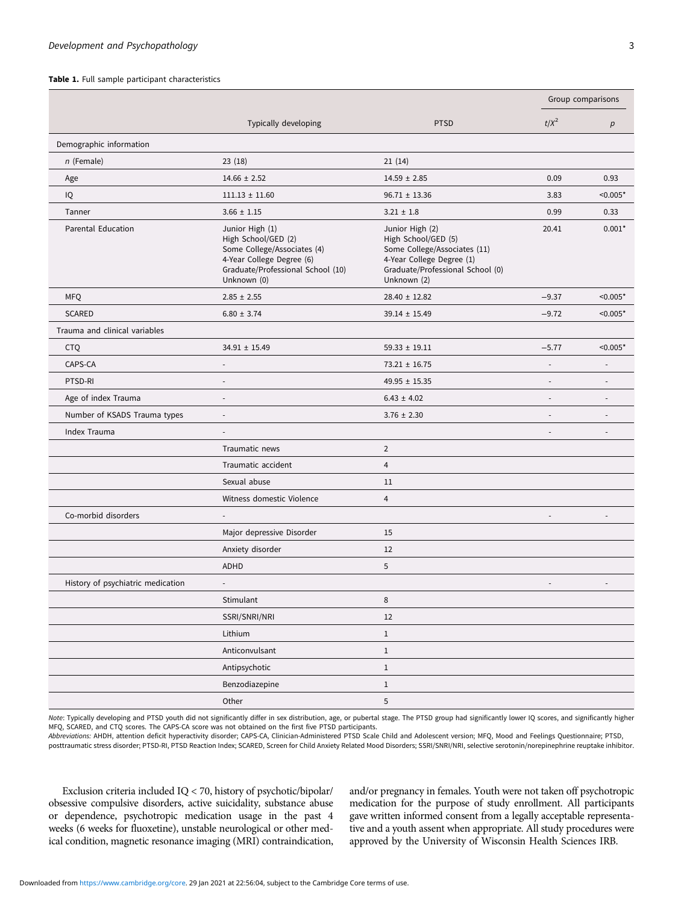**Table 1.** Full sample participant characteristics

| | Typically developing | PTSD | Group comparisons | |
|---|---|---|---|---|
| | | | $t/X^2$ | $p$ |
| Demographic information | | | | |
| *n* (Female) | 23 (18) | 21 (14) | | |
| Age | 14.66 ± 2.52 | 14.59 ± 2.85 | 0.09 | 0.93 |
| IQ | 111.13 ± 11.60 | 96.71 ± 13.36 | 3.83 | <0.005* |
| Tanner | 3.66 ± 1.15 | 3.21 ± 1.8 | 0.99 | 0.33 |
| Parental Education | Junior High (1)<br>High School/GED (2)<br>Some College/Associates (4)<br>4-Year College Degree (6)<br>Graduate/Professional School (10)<br>Unknown (0) | Junior High (2)<br>High School/GED (5)<br>Some College/Associates (11)<br>4-Year College Degree (1)<br>Graduate/Professional School (0)<br>Unknown (2) | 20.41 | 0.001* |
| MFQ | 2.85 ± 2.55 | 28.40 ± 12.82 | −9.37 | <0.005* |
| SCARED | 6.80 ± 3.74 | 39.14 ± 15.49 | −9.72 | <0.005* |
| Trauma and clinical variables | | | | |
| CTQ | 34.91 ± 15.49 | 59.33 ± 19.11 | −5.77 | <0.005* |
| CAPS-CA | - | 73.21 ± 16.75 | - | - |
| PTSD-RI | - | 49.95 ± 15.35 | - | - |
| Age of index Trauma | - | 6.43 ± 4.02 | - | - |
| Number of KSADS Trauma types | - | 3.76 ± 2.30 | - | - |
| Index Trauma | - | | - | - |
| | Traumatic news | 2 | | |
| | Traumatic accident | 4 | | |
| | Sexual abuse | 11 | | |
| | Witness domestic Violence | 4 | | |
| Co-morbid disorders | - | | - | - |
| | Major depressive Disorder | 15 | | |
| | Anxiety disorder | 12 | | |
| | ADHD | 5 | | |
| History of psychiatric medication | - | | - | - |
| | Stimulant | 8 | | |
| | SSRI/SNRI/NRI | 12 | | |
| | Lithium | 1 | | |
| | Anticonvulsant | 1 | | |
| | Antipsychotic | 1 | | |
| | Benzodiazepine | 1 | | |
| | Other | 5 | | |

*Note*: Typically developing and PTSD youth did not significantly differ in sex distribution, age, or pubertal stage. The PTSD group had significantly lower IQ scores, and significantly higher MFQ, SCARED, and CTQ scores. The CAPS-CA score was not obtained on the first five PTSD participants.

*Abbreviations:* AHDH, attention deficit hyperactivity disorder; CAPS-CA, Clinician-Administered PTSD Scale Child and Adolescent version; MFQ, Mood and Feelings Questionnaire; PTSD, posttraumatic stress disorder; PTSD-RI, PTSD Reaction Index; SCARED, Screen for Child Anxiety Related Mood Disorders; SSRI/SNRI/NRI, selective serotonin/norepinephrine reuptake inhibitor.

Exclusion criteria included IQ < 70, history of psychotic/bipolar/obsessive compulsive disorders, active suicidality, substance abuse or dependence, psychotropic medication usage in the past 4 weeks (6 weeks for fluoxetine), unstable neurological or other medical condition, magnetic resonance imaging (MRI) contraindication, and/or pregnancy in females. Youth were not taken off psychotropic medication for the purpose of study enrollment. All participants gave written informed consent from a legally acceptable representative and a youth assent when appropriate. All study procedures were approved by the University of Wisconsin Health Sciences IRB.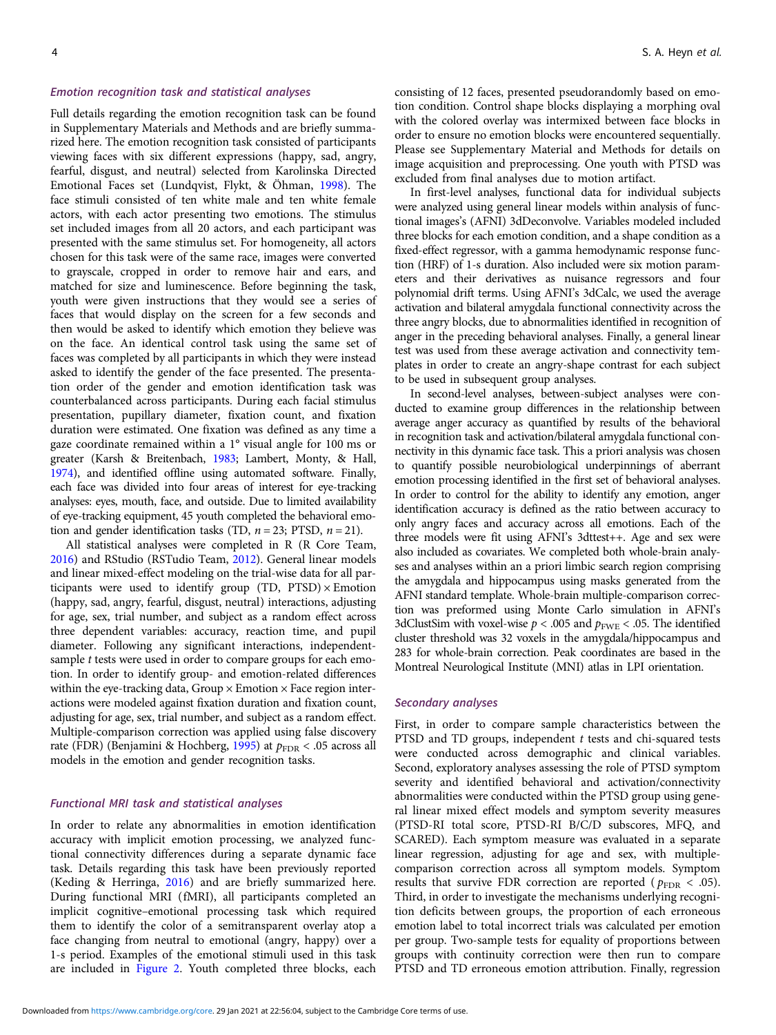### Emotion recognition task and statistical analyses

Full details regarding the emotion recognition task can be found in Supplementary Materials and Methods and are briefly summarized here. The emotion recognition task consisted of participants viewing faces with six different expressions (happy, sad, angry, fearful, disgust, and neutral) selected from Karolinska Directed Emotional Faces set (Lundqvist, Flykt, & Öhman, 1998). The face stimuli consisted of ten white male and ten white female actors, with each actor presenting two emotions. The stimulus set included images from all 20 actors, and each participant was presented with the same stimulus set. For homogeneity, all actors chosen for this task were of the same race, images were converted to grayscale, cropped in order to remove hair and ears, and matched for size and luminescence. Before beginning the task, youth were given instructions that they would see a series of faces that would display on the screen for a few seconds and then would be asked to identify which emotion they believe was on the face. An identical control task using the same set of faces was completed by all participants in which they were instead asked to identify the gender of the face presented. The presentation order of the gender and emotion identification task was counterbalanced across participants. During each facial stimulus presentation, pupillary diameter, fixation count, and fixation duration were estimated. One fixation was defined as any time a gaze coordinate remained within a 1° visual angle for 100 ms or greater (Karsh & Breitenbach, 1983; Lambert, Monty, & Hall, 1974), and identified offline using automated software. Finally, each face was divided into four areas of interest for eye-tracking analyses: eyes, mouth, face, and outside. Due to limited availability of eye-tracking equipment, 45 youth completed the behavioral emotion and gender identification tasks (TD, $n = 23$; PTSD, $n = 21$).

All statistical analyses were completed in R (R Core Team, 2016) and RStudio (RSTudio Team, 2012). General linear models and linear mixed-effect modeling on the trial-wise data for all participants were used to identify group (TD, PTSD) × Emotion (happy, sad, angry, fearful, disgust, neutral) interactions, adjusting for age, sex, trial number, and subject as a random effect across three dependent variables: accuracy, reaction time, and pupil diameter. Following any significant interactions, independent-sample $t$ tests were used in order to compare groups for each emotion. In order to identify group- and emotion-related differences within the eye-tracking data, Group × Emotion × Face region interactions were modeled against fixation duration and fixation count, adjusting for age, sex, trial number, and subject as a random effect. Multiple-comparison correction was applied using false discovery rate (FDR) (Benjamini & Hochberg, 1995) at $p_{\mathrm{FDR}} < .05$ across all models in the emotion and gender recognition tasks.

### Functional MRI task and statistical analyses

In order to relate any abnormalities in emotion identification accuracy with implicit emotion processing, we analyzed functional connectivity differences during a separate dynamic face task. Details regarding this task have been previously reported (Keding & Herringa, 2016) and are briefly summarized here. During functional MRI (fMRI), all participants completed an implicit cognitive–emotional processing task which required them to identify the color of a semitransparent overlay atop a face changing from neutral to emotional (angry, happy) over a 1-s period. Examples of the emotional stimuli used in this task are included in Figure 2. Youth completed three blocks, each consisting of 12 faces, presented pseudorandomly based on emotion condition. Control shape blocks displaying a morphing oval with the colored overlay was intermixed between face blocks in order to ensure no emotion blocks were encountered sequentially. Please see Supplementary Material and Methods for details on image acquisition and preprocessing. One youth with PTSD was excluded from final analyses due to motion artifact.

In first-level analyses, functional data for individual subjects were analyzed using general linear models within analysis of functional images's (AFNI) 3dDeconvolve. Variables modeled included three blocks for each emotion condition, and a shape condition as a fixed-effect regressor, with a gamma hemodynamic response function (HRF) of 1-s duration. Also included were six motion parameters and their derivatives as nuisance regressors and four polynomial drift terms. Using AFNI's 3dCalc, we used the average activation and bilateral amygdala functional connectivity across the three angry blocks, due to abnormalities identified in recognition of anger in the preceding behavioral analyses. Finally, a general linear test was used from these average activation and connectivity templates in order to create an angry-shape contrast for each subject to be used in subsequent group analyses.

In second-level analyses, between-subject analyses were conducted to examine group differences in the relationship between average anger accuracy as quantified by results of the behavioral in recognition task and activation/bilateral amygdala functional connectivity in this dynamic face task. This a priori analysis was chosen to quantify possible neurobiological underpinnings of aberrant emotion processing identified in the first set of behavioral analyses. In order to control for the ability to identify any emotion, anger identification accuracy is defined as the ratio between accuracy to only angry faces and accuracy across all emotions. Each of the three models were fit using AFNI's 3dttest++. Age and sex were also included as covariates. We completed both whole-brain analyses and analyses within an a priori limbic search region comprising the amygdala and hippocampus using masks generated from the AFNI standard template. Whole-brain multiple-comparison correction was preformed using Monte Carlo simulation in AFNI's 3dClustSim with voxel-wise $p < .005$ and $p_{\mathrm{FWE}} < .05$. The identified cluster threshold was 32 voxels in the amygdala/hippocampus and 283 for whole-brain correction. Peak coordinates are based in the Montreal Neurological Institute (MNI) atlas in LPI orientation.

### Secondary analyses

First, in order to compare sample characteristics between the PTSD and TD groups, independent $t$ tests and chi-squared tests were conducted across demographic and clinical variables. Second, exploratory analyses assessing the role of PTSD symptom severity and identified behavioral and activation/connectivity abnormalities were conducted within the PTSD group using general linear mixed effect models and symptom severity measures (PTSD-RI total score, PTSD-RI B/C/D subscores, MFQ, and SCARED). Each symptom measure was evaluated in a separate linear regression, adjusting for age and sex, with multiple-comparison correction across all symptom models. Symptom results that survive FDR correction are reported ($p_{\mathrm{FDR}} < .05$). Third, in order to investigate the mechanisms underlying recognition deficits between groups, the proportion of each erroneous emotion label to total incorrect trials was calculated per emotion per group. Two-sample tests for equality of proportions between groups with continuity correction were then run to compare PTSD and TD erroneous emotion attribution. Finally, regression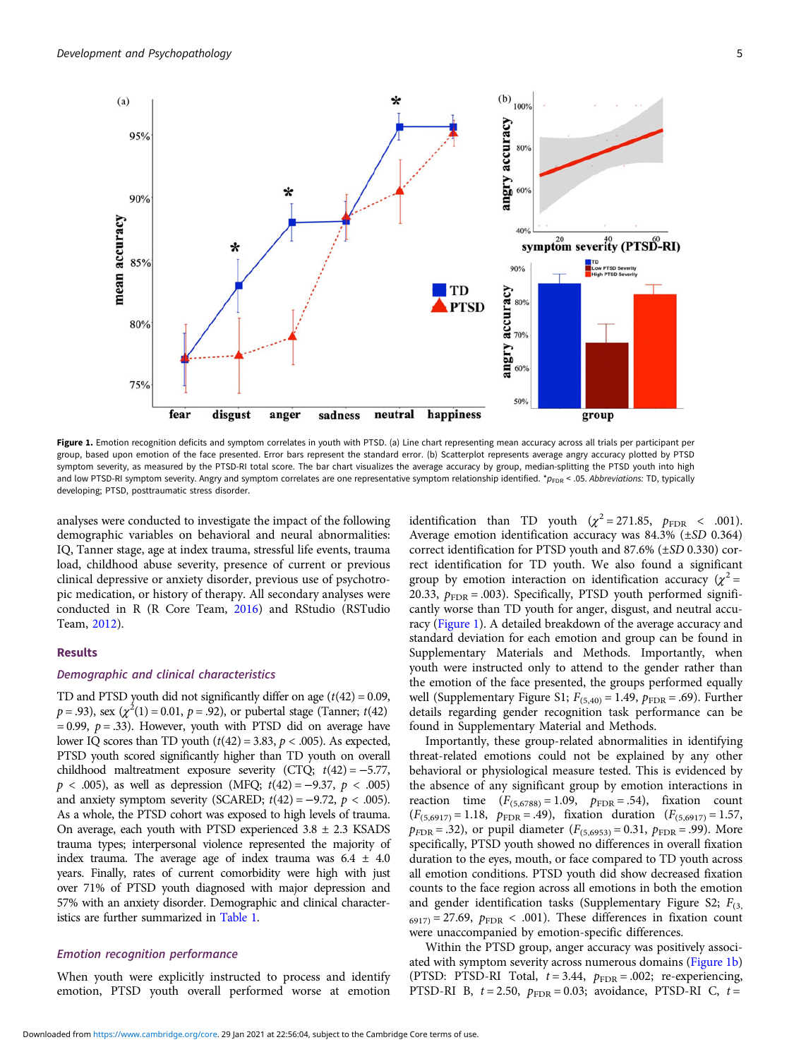**Figure 1.** Emotion recognition deficits and symptom correlates in youth with PTSD. (a) Line chart representing mean accuracy across all trials per participant per group, based upon emotion of the face presented. Error bars represent the standard error. (b) Scatterplot represents average angry accuracy plotted by PTSD symptom severity, as measured by the PTSD-RI total score. The bar chart visualizes the average accuracy by group, median-splitting the PTSD youth into high and low PTSD-RI symptom severity. Angry and symptom correlates are one representative symptom relationship identified. $^*p_{\mathrm{FDR}} < .05$. *Abbreviations:* TD, typically developing; PTSD, posttraumatic stress disorder.

analyses were conducted to investigate the impact of the following demographic variables on behavioral and neural abnormalities: IQ, Tanner stage, age at index trauma, stressful life events, trauma load, childhood abuse severity, presence of current or previous clinical depressive or anxiety disorder, previous use of psychotropic medication, or history of therapy. All secondary analyses were conducted in R (R Core Team, 2016) and RStudio (RSTudio Team, 2012).

## Results

### Demographic and clinical characteristics

TD and PTSD youth did not significantly differ on age ($t(42) = 0.09$, $p = .93$), sex ($\chi^2(1) = 0.01$, $p = .92$), or pubertal stage (Tanner; $t(42) = 0.99$, $p = .33$). However, youth with PTSD did on average have lower IQ scores than TD youth ($t(42) = 3.83$, $p < .005$). As expected, PTSD youth scored significantly higher than TD youth on overall childhood maltreatment exposure severity (CTQ; $t(42) = -5.77$, $p < .005$), as well as depression (MFQ; $t(42) = -9.37$, $p < .005$) and anxiety symptom severity (SCARED; $t(42) = -9.72$, $p < .005$). As a whole, the PTSD cohort was exposed to high levels of trauma. On average, each youth with PTSD experienced 3.8 ± 2.3 KSADS trauma types; interpersonal violence represented the majority of index trauma. The average age of index trauma was 6.4 ± 4.0 years. Finally, rates of current comorbidity were high with just over 71% of PTSD youth diagnosed with major depression and 57% with an anxiety disorder. Demographic and clinical characteristics are further summarized in Table 1.

### Emotion recognition performance

When youth were explicitly instructed to process and identify emotion, PTSD youth overall performed worse at emotion identification than TD youth ($\chi^2 = 271.85$, $p_{\mathrm{FDR}} < .001$). Average emotion identification accuracy was 84.3% (±*SD* 0.364) correct identification for PTSD youth and 87.6% (±*SD* 0.330) correct identification for TD youth. We also found a significant group by emotion interaction on identification accuracy ($\chi^2 = 20.33$, $p_{\mathrm{FDR}} = .003$). Specifically, PTSD youth performed significantly worse than TD youth for anger, disgust, and neutral accuracy (Figure 1). A detailed breakdown of the average accuracy and standard deviation for each emotion and group can be found in Supplementary Materials and Methods. Importantly, when youth were instructed only to attend to the gender rather than the emotion of the face presented, the groups performed equally well (Supplementary Figure S1; $F_{(5,40)} = 1.49$, $p_{\mathrm{FDR}} = .69$). Further details regarding gender recognition task performance can be found in Supplementary Material and Methods.

Importantly, these group-related abnormalities in identifying threat-related emotions could not be explained by any other behavioral or physiological measure tested. This is evidenced by the absence of any significant group by emotion interactions in reaction time ($F_{(5,6788)} = 1.09$, $p_{\mathrm{FDR}} = .54$), fixation count ($F_{(5,6917)} = 1.18$, $p_{\mathrm{FDR}} = .49$), fixation duration ($F_{(5,6917)} = 1.57$, $p_{\mathrm{FDR}} = .32$), or pupil diameter ($F_{(5,6953)} = 0.31$, $p_{\mathrm{FDR}} = .99$). More specifically, PTSD youth showed no differences in overall fixation duration to the eyes, mouth, or face compared to TD youth across all emotion conditions. PTSD youth did show decreased fixation counts to the face region across all emotions in both the emotion and gender identification tasks (Supplementary Figure S2; $F_{(3,6917)} = 27.69$, $p_{\mathrm{FDR}} < .001$). These differences in fixation count were unaccompanied by emotion-specific differences.

Within the PTSD group, anger accuracy was positively associated with symptom severity across numerous domains (Figure 1b) (PTSD: PTSD-RI Total, $t = 3.44$, $p_{\mathrm{FDR}} = .002$; re-experiencing, PTSD-RI B, $t = 2.50$, $p_{\mathrm{FDR}} = 0.03$; avoidance, PTSD-RI C, $t =$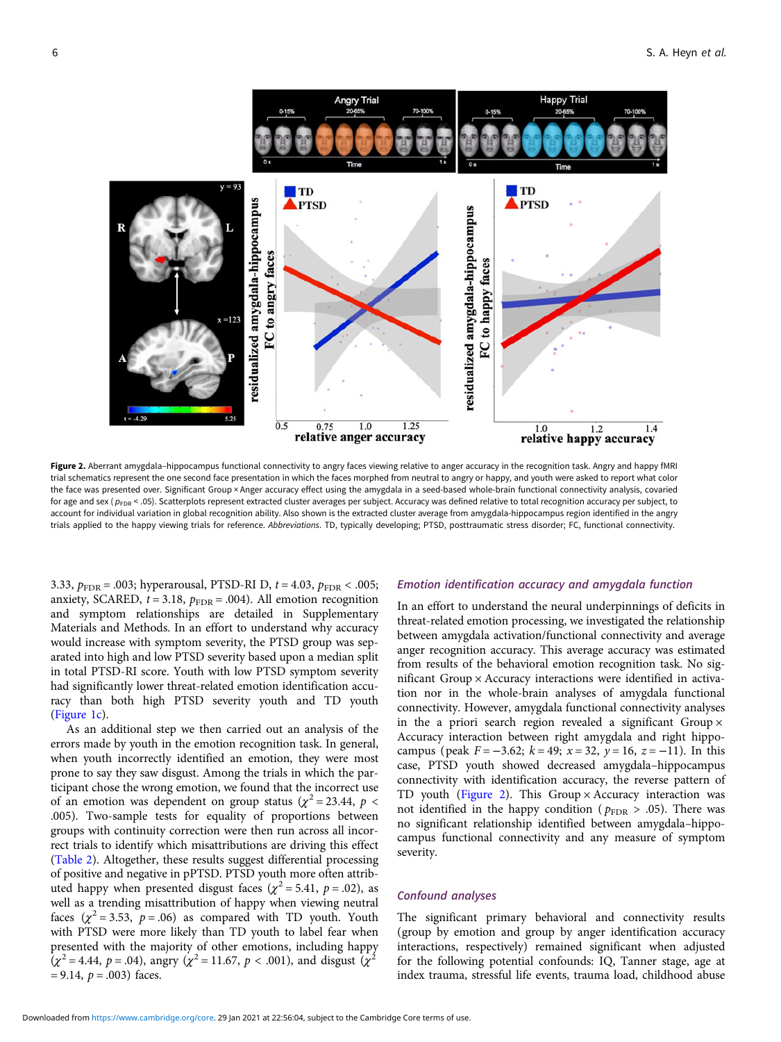**Figure 2.** Aberrant amygdala–hippocampus functional connectivity to angry faces viewing relative to anger accuracy in the recognition task. Angry and happy fMRI trial schematics represent the one second face presentation in which the faces morphed from neutral to angry or happy, and youth were asked to report what color the face was presented over. Significant Group × Anger accuracy effect using the amygdala in a seed-based whole-brain functional connectivity analysis, covaried for age and sex ($p_{FDR} < .05$). Scatterplots represent extracted cluster averages per subject. Accuracy was defined relative to total recognition accuracy per subject, to account for individual variation in global recognition ability. Also shown is the extracted cluster average from amygdala-hippocampus region identified in the angry trials applied to the happy viewing trials for reference. *Abbreviations*. TD, typically developing; PTSD, posttraumatic stress disorder; FC, functional connectivity.

3.33, $p_{FDR} = .003$; hyperarousal, PTSD-RI D, $t = 4.03$, $p_{FDR} < .005$; anxiety, SCARED, $t = 3.18$, $p_{FDR} = .004$). All emotion recognition and symptom relationships are detailed in Supplementary Materials and Methods. In an effort to understand why accuracy would increase with symptom severity, the PTSD group was separated into high and low PTSD severity based upon a median split in total PTSD-RI score. Youth with low PTSD symptom severity had significantly lower threat-related emotion identification accuracy than both high PTSD severity youth and TD youth (Figure 1c).

As an additional step we then carried out an analysis of the errors made by youth in the emotion recognition task. In general, when youth incorrectly identified an emotion, they were most prone to say they saw disgust. Among the trials in which the participant chose the wrong emotion, we found that the incorrect use of an emotion was dependent on group status ($\chi^2 = 23.44$, $p < .005$). Two-sample tests for equality of proportions between groups with continuity correction were then run across all incorrect trials to identify which misattributions are driving this effect (Table 2). Altogether, these results suggest differential processing of positive and negative in pPTSD. PTSD youth more often attributed happy when presented disgust faces ($\chi^2 = 5.41$, $p = .02$), as well as a trending misattribution of happy when viewing neutral faces ($\chi^2 = 3.53$, $p = .06$) as compared with TD youth. Youth with PTSD were more likely than TD youth to label fear when presented with the majority of other emotions, including happy ($\chi^2 = 4.44$, $p = .04$), angry ($\chi^2 = 11.67$, $p < .001$), and disgust ($\chi^2 = 9.14$, $p = .003$) faces.

### *Emotion identification accuracy and amygdala function*

In an effort to understand the neural underpinnings of deficits in threat-related emotion processing, we investigated the relationship between amygdala activation/functional connectivity and average anger recognition accuracy. This average accuracy was estimated from results of the behavioral emotion recognition task. No significant Group × Accuracy interactions were identified in activation nor in the whole-brain analyses of amygdala functional connectivity. However, amygdala functional connectivity analyses in the a priori search region revealed a significant Group × Accuracy interaction between right amygdala and right hippocampus (peak $F = -3.62$; $k = 49$; $x = 32$, $y = 16$, $z = -11$). In this case, PTSD youth showed decreased amygdala–hippocampus connectivity with identification accuracy, the reverse pattern of TD youth (Figure 2). This Group × Accuracy interaction was not identified in the happy condition ($p_{FDR} > .05$). There was no significant relationship identified between amygdala–hippocampus functional connectivity and any measure of symptom severity.

### *Confound analyses*

The significant primary behavioral and connectivity results (group by emotion and group by anger identification accuracy interactions, respectively) remained significant when adjusted for the following potential confounds: IQ, Tanner stage, age at index trauma, stressful life events, trauma load, childhood abuse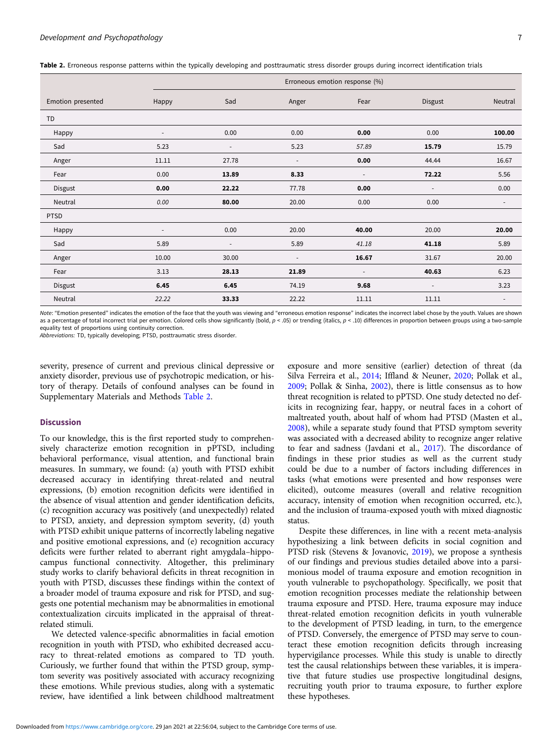**Table 2.** Erroneous response patterns within the typically developing and posttraumatic stress disorder groups during incorrect identification trials

| | Erroneous emotion response (%) | | | | | |
|---|---|---|---|---|---|---|
| Emotion presented | Happy | Sad | Anger | Fear | Disgust | Neutral |
| TD | | | | | | |
| Happy | - | 0.00 | 0.00 | **0.00** | 0.00 | **100.00** |
| Sad | 5.23 | - | 5.23 | *57.89* | **15.79** | 15.79 |
| Anger | 11.11 | 27.78 | - | **0.00** | 44.44 | 16.67 |
| Fear | 0.00 | **13.89** | **8.33** | - | **72.22** | 5.56 |
| Disgust | **0.00** | 22.22 | 77.78 | **0.00** | - | 0.00 |
| Neutral | *0.00* | **80.00** | 20.00 | 0.00 | 0.00 | - |
| PTSD | | | | | | |
| Happy | - | 0.00 | 20.00 | **40.00** | 20.00 | **20.00** |
| Sad | 5.89 | - | 5.89 | *41.18* | **41.18** | 5.89 |
| Anger | 10.00 | 30.00 | - | **16.67** | 31.67 | 20.00 |
| Fear | 3.13 | **28.13** | **21.89** | - | **40.63** | 6.23 |
| Disgust | **6.45** | **6.45** | 74.19 | **9.68** | - | 3.23 |
| Neutral | *22.22* | **33.33** | 22.22 | 11.11 | 11.11 | - |

*Note*: "Emotion presented" indicates the emotion of the face that the youth was viewing and "erroneous emotion response" indicates the incorrect label chose by the youth. Values are shown as a percentage of total incorrect trial per emotion. Colored cells show significantly (bold, $p < .05$) or trending (italics, $p < .10$) differences in proportion between groups using a two-sample equality test of proportions using continuity correction.

*Abbreviations:* TD, typically developing; PTSD, posttraumatic stress disorder.

severity, presence of current and previous clinical depressive or anxiety disorder, previous use of psychotropic medication, or history of therapy. Details of confound analyses can be found in Supplementary Materials and Methods Table 2.

## Discussion

To our knowledge, this is the first reported study to comprehensively characterize emotion recognition in pPTSD, including behavioral performance, visual attention, and functional brain measures. In summary, we found: (a) youth with PTSD exhibit decreased accuracy in identifying threat-related and neutral expressions, (b) emotion recognition deficits were identified in the absence of visual attention and gender identification deficits, (c) recognition accuracy was positively (and unexpectedly) related to PTSD, anxiety, and depression symptom severity, (d) youth with PTSD exhibit unique patterns of incorrectly labeling negative and positive emotional expressions, and (e) recognition accuracy deficits were further related to aberrant right amygdala–hippocampus functional connectivity. Altogether, this preliminary study works to clarify behavioral deficits in threat recognition in youth with PTSD, discusses these findings within the context of a broader model of trauma exposure and risk for PTSD, and suggests one potential mechanism may be abnormalities in emotional contextualization circuits implicated in the appraisal of threat-related stimuli.

We detected valence-specific abnormalities in facial emotion recognition in youth with PTSD, who exhibited decreased accuracy to threat-related emotions as compared to TD youth. Curiously, we further found that within the PTSD group, symptom severity was positively associated with accuracy recognizing these emotions. While previous studies, along with a systematic review, have identified a link between childhood maltreatment exposure and more sensitive (earlier) detection of threat (da Silva Ferreira et al., 2014; Iffland & Neuner, 2020; Pollak et al., 2009; Pollak & Sinha, 2002), there is little consensus as to how threat recognition is related to pPTSD. One study detected no deficits in recognizing fear, happy, or neutral faces in a cohort of maltreated youth, about half of whom had PTSD (Masten et al., 2008), while a separate study found that PTSD symptom severity was associated with a decreased ability to recognize anger relative to fear and sadness (Javdani et al., 2017). The discordance of findings in these prior studies as well as the current study could be due to a number of factors including differences in tasks (what emotions were presented and how responses were elicited), outcome measures (overall and relative recognition accuracy, intensity of emotion when recognition occurred, etc.), and the inclusion of trauma-exposed youth with mixed diagnostic status.

Despite these differences, in line with a recent meta-analysis hypothesizing a link between deficits in social cognition and PTSD risk (Stevens & Jovanovic, 2019), we propose a synthesis of our findings and previous studies detailed above into a parsimonious model of trauma exposure and emotion recognition in youth vulnerable to psychopathology. Specifically, we posit that emotion recognition processes mediate the relationship between trauma exposure and PTSD. Here, trauma exposure may induce threat-related emotion recognition deficits in youth vulnerable to the development of PTSD leading, in turn, to the emergence of PTSD. Conversely, the emergence of PTSD may serve to counteract these emotion recognition deficits through increasing hypervigilance processes. While this study is unable to directly test the causal relationships between these variables, it is imperative that future studies use prospective longitudinal designs, recruiting youth prior to trauma exposure, to further explore these hypotheses.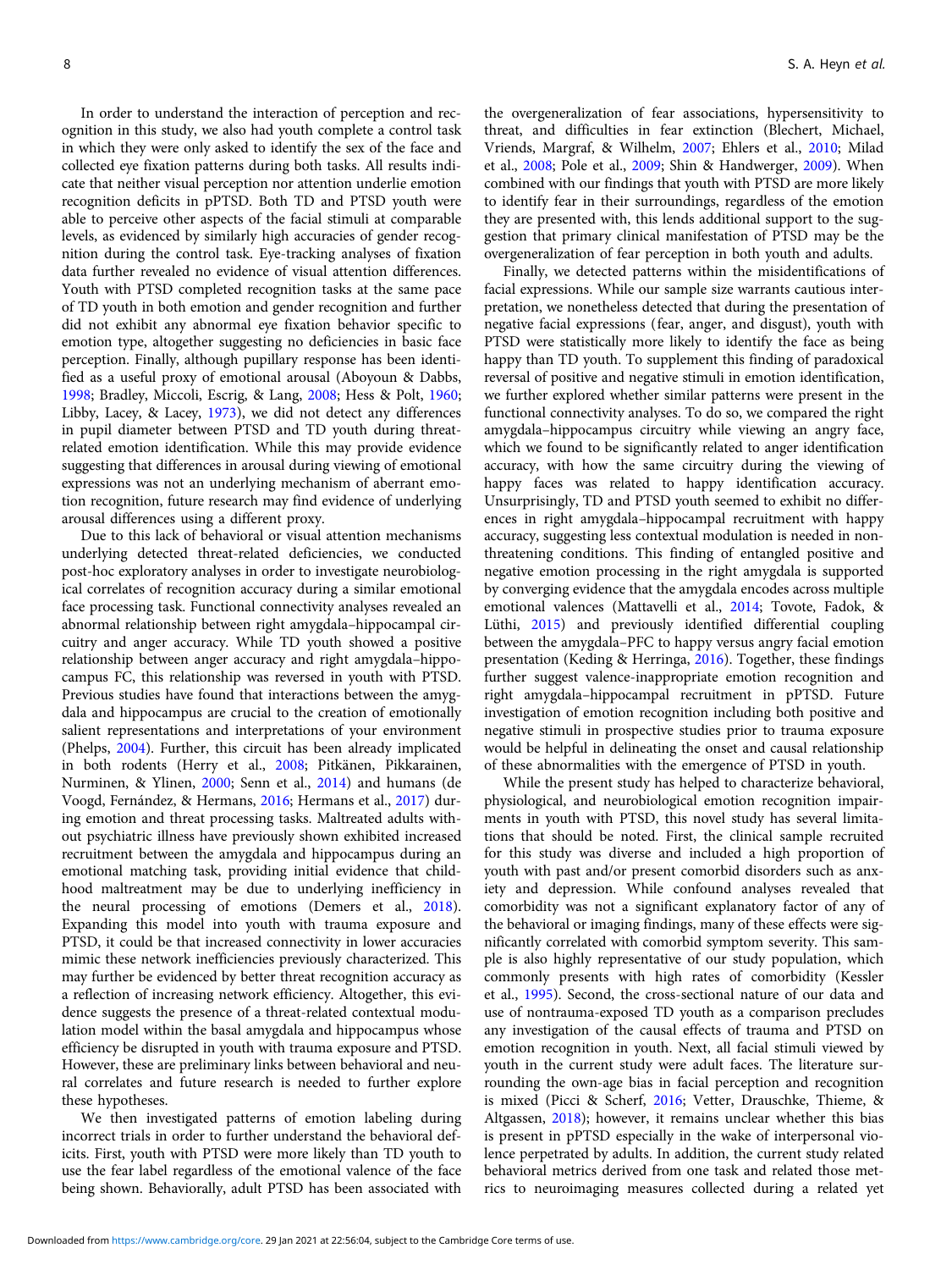In order to understand the interaction of perception and recognition in this study, we also had youth complete a control task in which they were only asked to identify the sex of the face and collected eye fixation patterns during both tasks. All results indicate that neither visual perception nor attention underlie emotion recognition deficits in pPTSD. Both TD and PTSD youth were able to perceive other aspects of the facial stimuli at comparable levels, as evidenced by similarly high accuracies of gender recognition during the control task. Eye-tracking analyses of fixation data further revealed no evidence of visual attention differences. Youth with PTSD completed recognition tasks at the same pace of TD youth in both emotion and gender recognition and further did not exhibit any abnormal eye fixation behavior specific to emotion type, altogether suggesting no deficiencies in basic face perception. Finally, although pupillary response has been identified as a useful proxy of emotional arousal (Aboyoun & Dabbs, 1998; Bradley, Miccoli, Escrig, & Lang, 2008; Hess & Polt, 1960; Libby, Lacey, & Lacey, 1973), we did not detect any differences in pupil diameter between PTSD and TD youth during threat-related emotion identification. While this may provide evidence suggesting that differences in arousal during viewing of emotional expressions was not an underlying mechanism of aberrant emotion recognition, future research may find evidence of underlying arousal differences using a different proxy.

Due to this lack of behavioral or visual attention mechanisms underlying detected threat-related deficiencies, we conducted post-hoc exploratory analyses in order to investigate neurobiological correlates of recognition accuracy during a similar emotional face processing task. Functional connectivity analyses revealed an abnormal relationship between right amygdala–hippocampal circuitry and anger accuracy. While TD youth showed a positive relationship between anger accuracy and right amygdala–hippocampus FC, this relationship was reversed in youth with PTSD. Previous studies have found that interactions between the amygdala and hippocampus are crucial to the creation of emotionally salient representations and interpretations of your environment (Phelps, 2004). Further, this circuit has been already implicated in both rodents (Herry et al., 2008; Pitkänen, Pikkarainen, Nurminen, & Ylinen, 2000; Senn et al., 2014) and humans (de Voogd, Fernández, & Hermans, 2016; Hermans et al., 2017) during emotion and threat processing tasks. Maltreated adults without psychiatric illness have previously shown exhibited increased recruitment between the amygdala and hippocampus during an emotional matching task, providing initial evidence that childhood maltreatment may be due to underlying inefficiency in the neural processing of emotions (Demers et al., 2018). Expanding this model into youth with trauma exposure and PTSD, it could be that increased connectivity in lower accuracies mimic these network inefficiencies previously characterized. This may further be evidenced by better threat recognition accuracy as a reflection of increasing network efficiency. Altogether, this evidence suggests the presence of a threat-related contextual modulation model within the basal amygdala and hippocampus whose efficiency be disrupted in youth with trauma exposure and PTSD. However, these are preliminary links between behavioral and neural correlates and future research is needed to further explore these hypotheses.

We then investigated patterns of emotion labeling during incorrect trials in order to further understand the behavioral deficits. First, youth with PTSD were more likely than TD youth to use the fear label regardless of the emotional valence of the face being shown. Behaviorally, adult PTSD has been associated with the overgeneralization of fear associations, hypersensitivity to threat, and difficulties in fear extinction (Blechert, Michael, Vriends, Margraf, & Wilhelm, 2007; Ehlers et al., 2010; Milad et al., 2008; Pole et al., 2009; Shin & Handwerger, 2009). When combined with our findings that youth with PTSD are more likely to identify fear in their surroundings, regardless of the emotion they are presented with, this lends additional support to the suggestion that primary clinical manifestation of PTSD may be the overgeneralization of fear perception in both youth and adults.

Finally, we detected patterns within the misidentifications of facial expressions. While our sample size warrants cautious interpretation, we nonetheless detected that during the presentation of negative facial expressions (fear, anger, and disgust), youth with PTSD were statistically more likely to identify the face as being happy than TD youth. To supplement this finding of paradoxical reversal of positive and negative stimuli in emotion identification, we further explored whether similar patterns were present in the functional connectivity analyses. To do so, we compared the right amygdala–hippocampus circuitry while viewing an angry face, which we found to be significantly related to anger identification accuracy, with how the same circuitry during the viewing of happy faces was related to happy identification accuracy. Unsurprisingly, TD and PTSD youth seemed to exhibit no differences in right amygdala–hippocampal recruitment with happy accuracy, suggesting less contextual modulation is needed in nonthreatening conditions. This finding of entangled positive and negative emotion processing in the right amygdala is supported by converging evidence that the amygdala encodes across multiple emotional valences (Mattavelli et al., 2014; Tovote, Fadok, & Lüthi, 2015) and previously identified differential coupling between the amygdala–PFC to happy versus angry facial emotion presentation (Keding & Herringa, 2016). Together, these findings further suggest valence-inappropriate emotion recognition and right amygdala–hippocampal recruitment in pPTSD. Future investigation of emotion recognition including both positive and negative stimuli in prospective studies prior to trauma exposure would be helpful in delineating the onset and causal relationship of these abnormalities with the emergence of PTSD in youth.

While the present study has helped to characterize behavioral, physiological, and neurobiological emotion recognition impairments in youth with PTSD, this novel study has several limitations that should be noted. First, the clinical sample recruited for this study was diverse and included a high proportion of youth with past and/or present comorbid disorders such as anxiety and depression. While confound analyses revealed that comorbidity was not a significant explanatory factor of any of the behavioral or imaging findings, many of these effects were significantly correlated with comorbid symptom severity. This sample is also highly representative of our study population, which commonly presents with high rates of comorbidity (Kessler et al., 1995). Second, the cross-sectional nature of our data and use of nontrauma-exposed TD youth as a comparison precludes any investigation of the causal effects of trauma and PTSD on emotion recognition in youth. Next, all facial stimuli viewed by youth in the current study were adult faces. The literature surrounding the own-age bias in facial perception and recognition is mixed (Picci & Scherf, 2016; Vetter, Drauschke, Thieme, & Altgassen, 2018); however, it remains unclear whether this bias is present in pPTSD especially in the wake of interpersonal violence perpetrated by adults. In addition, the current study related behavioral metrics derived from one task and related those metrics to neuroimaging measures collected during a related yet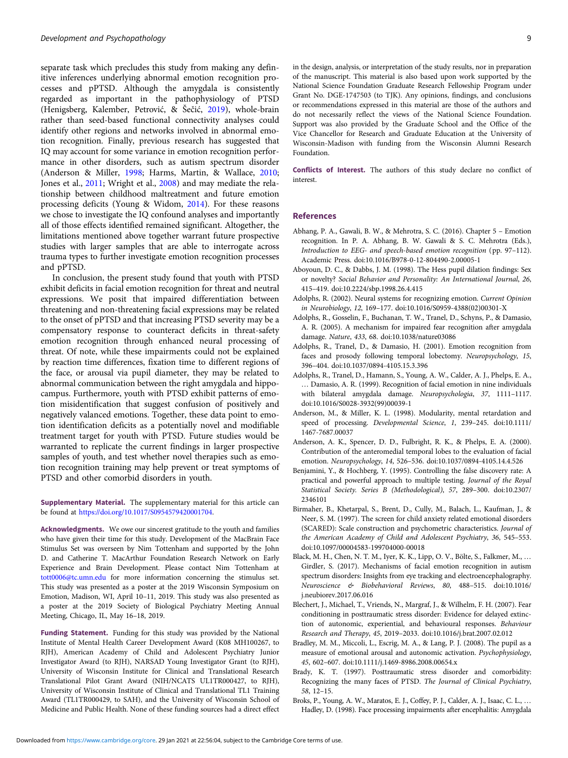separate task which precludes this study from making any definitive inferences underlying abnormal emotion recognition processes and pPTSD. Although the amygdala is consistently regarded as important in the pathophysiology of PTSD (Henigsberg, Kalember, Petrović, & Šečić, 2019), whole-brain rather than seed-based functional connectivity analyses could identify other regions and networks involved in abnormal emotion recognition. Finally, previous research has suggested that IQ may account for some variance in emotion recognition performance in other disorders, such as autism spectrum disorder (Anderson & Miller, 1998; Harms, Martin, & Wallace, 2010; Jones et al., 2011; Wright et al., 2008) and may mediate the relationship between childhood maltreatment and future emotion processing deficits (Young & Widom, 2014). For these reasons we chose to investigate the IQ confound analyses and importantly all of those effects identified remained significant. Altogether, the limitations mentioned above together warrant future prospective studies with larger samples that are able to interrogate across trauma types to further investigate emotion recognition processes and pPTSD.

In conclusion, the present study found that youth with PTSD exhibit deficits in facial emotion recognition for threat and neutral expressions. We posit that impaired differentiation between threatening and non-threatening facial expressions may be related to the onset of pPTSD and that increasing PTSD severity may be a compensatory response to counteract deficits in threat-safety emotion recognition through enhanced neural processing of threat. Of note, while these impairments could not be explained by reaction time differences, fixation time to different regions of the face, or arousal via pupil diameter, they may be related to abnormal communication between the right amygdala and hippocampus. Furthermore, youth with PTSD exhibit patterns of emotion misidentification that suggest confusion of positively and negatively valanced emotions. Together, these data point to emotion identification deficits as a potentially novel and modifiable treatment target for youth with PTSD. Future studies would be warranted to replicate the current findings in larger prospective samples of youth, and test whether novel therapies such as emotion recognition training may help prevent or treat symptoms of PTSD and other comorbid disorders in youth.

**Supplementary Material.** The supplementary material for this article can be found at https://doi.org/10.1017/S0954579420001704.

**Acknowledgments.** We owe our sincerest gratitude to the youth and families who have given their time for this study. Development of the MacBrain Face Stimulus Set was overseen by Nim Tottenham and supported by the John D. and Catherine T. MacArthur Foundation Research Network on Early Experience and Brain Development. Please contact Nim Tottenham at tott0006@tc.umn.edu for more information concerning the stimulus set. This study was presented as a poster at the 2019 Wisconsin Symposium on Emotion, Madison, WI, April 10–11, 2019. This study was also presented as a poster at the 2019 Society of Biological Psychiatry Meeting Annual Meeting, Chicago, IL, May 16–18, 2019.

**Funding Statement.** Funding for this study was provided by the National Institute of Mental Health Career Development Award (K08 MH100267, to RJH), American Academy of Child and Adolescent Psychiatry Junior Investigator Award (to RJH), NARSAD Young Investigator Grant (to RJH), University of Wisconsin Institute for Clinical and Translational Research Translational Pilot Grant Award (NIH/NCATS UL1TR000427, to RJH), University of Wisconsin Institute of Clinical and Translational TL1 Training Award (TL1TR000429, to SAH), and the University of Wisconsin School of Medicine and Public Health. None of these funding sources had a direct effect in the design, analysis, or interpretation of the study results, nor in preparation of the manuscript. This material is also based upon work supported by the National Science Foundation Graduate Research Fellowship Program under Grant No. DGE-1747503 (to TJK). Any opinions, findings, and conclusions or recommendations expressed in this material are those of the authors and do not necessarily reflect the views of the National Science Foundation. Support was also provided by the Graduate School and the Office of the Vice Chancellor for Research and Graduate Education at the University of Wisconsin-Madison with funding from the Wisconsin Alumni Research Foundation.

**Conflicts of Interest.** The authors of this study declare no conflict of interest.

## References

Abhang, P. A., Gawali, B. W., & Mehrotra, S. C. (2016). Chapter 5 – Emotion recognition. In P. A. Abhang, B. W. Gawali & S. C. Mehrotra (Eds.), *Introduction to EEG- and speech-based emotion recognition* (pp. 97–112). Academic Press. doi:10.1016/B978-0-12-804490-2.00005-1

Aboyoun, D. C., & Dabbs, J. M. (1998). The Hess pupil dilation findings: Sex or novelty? *Social Behavior and Personality: An International Journal*, *26*, 415–419. doi:10.2224/sbp.1998.26.4.415

Adolphs, R. (2002). Neural systems for recognizing emotion. *Current Opinion in Neurobiology*, *12*, 169–177. doi:10.1016/S0959-4388(02)00301-X

Adolphs, R., Gosselin, F., Buchanan, T. W., Tranel, D., Schyns, P., & Damasio, A. R. (2005). A mechanism for impaired fear recognition after amygdala damage. *Nature*, *433*, 68. doi:10.1038/nature03086

Adolphs, R., Tranel, D., & Damasio, H. (2001). Emotion recognition from faces and prosody following temporal lobectomy. *Neuropsychology*, *15*, 396–404. doi:10.1037/0894-4105.15.3.396

Adolphs, R., Tranel, D., Hamann, S., Young, A. W., Calder, A. J., Phelps, E. A., … Damasio, A. R. (1999). Recognition of facial emotion in nine individuals with bilateral amygdala damage. *Neuropsychologia*, *37*, 1111–1117. doi:10.1016/S0028-3932(99)00039-1

Anderson, M., & Miller, K. L. (1998). Modularity, mental retardation and speed of processing. *Developmental Science*, *1*, 239–245. doi:10.1111/1467-7687.00037

Anderson, A. K., Spencer, D. D., Fulbright, R. K., & Phelps, E. A. (2000). Contribution of the anteromedial temporal lobes to the evaluation of facial emotion. *Neuropsychology*, *14*, 526–536. doi:10.1037/0894-4105.14.4.526

Benjamini, Y., & Hochberg, Y. (1995). Controlling the false discovery rate: A practical and powerful approach to multiple testing. *Journal of the Royal Statistical Society. Series B (Methodological)*, *57*, 289–300. doi:10.2307/2346101

Birmaher, B., Khetarpal, S., Brent, D., Cully, M., Balach, L., Kaufman, J., & Neer, S. M. (1997). The screen for child anxiety related emotional disorders (SCARED): Scale construction and psychometric characteristics. *Journal of the American Academy of Child and Adolescent Psychiatry*, *36*, 545–553. doi:10.1097/00004583-199704000-00018

Black, M. H., Chen, N. T. M., Iyer, K. K., Lipp, O. V., Bölte, S., Falkmer, M., … Girdler, S. (2017). Mechanisms of facial emotion recognition in autism spectrum disorders: Insights from eye tracking and electroencephalography. *Neuroscience & Biobehavioral Reviews*, *80*, 488–515. doi:10.1016/j.neubiorev.2017.06.016

Blechert, J., Michael, T., Vriends, N., Margraf, J., & Wilhelm, F. H. (2007). Fear conditioning in posttraumatic stress disorder: Evidence for delayed extinction of autonomic, experiential, and behavioural responses. *Behaviour Research and Therapy*, *45*, 2019–2033. doi:10.1016/j.brat.2007.02.012

Bradley, M. M., Miccoli, L., Escrig, M. A., & Lang, P. J. (2008). The pupil as a measure of emotional arousal and autonomic activation. *Psychophysiology*, *45*, 602–607. doi:10.1111/j.1469-8986.2008.00654.x

Brady, K. T. (1997). Posttraumatic stress disorder and comorbidity: Recognizing the many faces of PTSD. *The Journal of Clinical Psychiatry*, *58*, 12–15.

Broks, P., Young, A. W., Maratos, E. J., Coffey, P. J., Calder, A. J., Isaac, C. L., … Hadley, D. (1998). Face processing impairments after encephalitis: Amygdala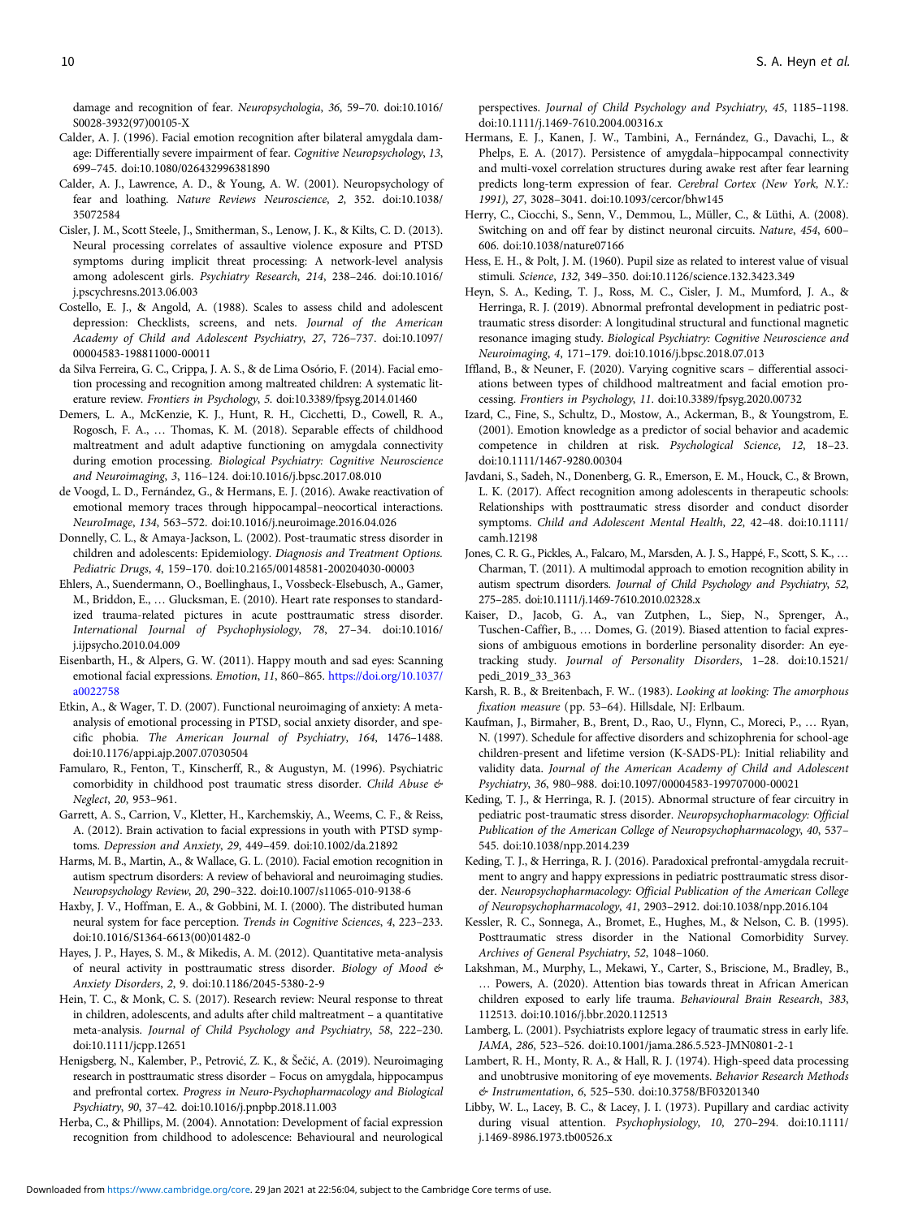damage and recognition of fear. *Neuropsychologia*, *36*, 59–70. doi:10.1016/S0028-3932(97)00105-X

Calder, A. J. (1996). Facial emotion recognition after bilateral amygdala damage: Differentially severe impairment of fear. *Cognitive Neuropsychology*, *13*, 699–745. doi:10.1080/026432996381890

Calder, A. J., Lawrence, A. D., & Young, A. W. (2001). Neuropsychology of fear and loathing. *Nature Reviews Neuroscience*, *2*, 352. doi:10.1038/35072584

Cisler, J. M., Scott Steele, J., Smitherman, S., Lenow, J. K., & Kilts, C. D. (2013). Neural processing correlates of assaultive violence exposure and PTSD symptoms during implicit threat processing: A network-level analysis among adolescent girls. *Psychiatry Research*, *214*, 238–246. doi:10.1016/j.pscychresns.2013.06.003

Costello, E. J., & Angold, A. (1988). Scales to assess child and adolescent depression: Checklists, screens, and nets. *Journal of the American Academy of Child and Adolescent Psychiatry*, *27*, 726–737. doi:10.1097/00004583-198811000-00011

da Silva Ferreira, G. C., Crippa, J. A. S., & de Lima Osório, F. (2014). Facial emotion processing and recognition among maltreated children: A systematic literature review. *Frontiers in Psychology*, *5*. doi:10.3389/fpsyg.2014.01460

Demers, L. A., McKenzie, K. J., Hunt, R. H., Cicchetti, D., Cowell, R. A., Rogosch, F. A., … Thomas, K. M. (2018). Separable effects of childhood maltreatment and adult adaptive functioning on amygdala connectivity during emotion processing. *Biological Psychiatry: Cognitive Neuroscience and Neuroimaging*, *3*, 116–124. doi:10.1016/j.bpsc.2017.08.010

de Voogd, L. D., Fernández, G., & Hermans, E. J. (2016). Awake reactivation of emotional memory traces through hippocampal–neocortical interactions. *NeuroImage*, *134*, 563–572. doi:10.1016/j.neuroimage.2016.04.026

Donnelly, C. L., & Amaya-Jackson, L. (2002). Post-traumatic stress disorder in children and adolescents: Epidemiology. *Diagnosis and Treatment Options. Pediatric Drugs*, *4*, 159–170. doi:10.2165/00148581-200204030-00003

Ehlers, A., Suendermann, O., Boellinghaus, I., Vossbeck-Elsebusch, A., Gamer, M., Briddon, E., … Glucksman, E. (2010). Heart rate responses to standardized trauma-related pictures in acute posttraumatic stress disorder. *International Journal of Psychophysiology*, *78*, 27–34. doi:10.1016/j.ijpsycho.2010.04.009

Eisenbarth, H., & Alpers, G. W. (2011). Happy mouth and sad eyes: Scanning emotional facial expressions. *Emotion*, *11*, 860–865. https://doi.org/10.1037/a0022758

Etkin, A., & Wager, T. D. (2007). Functional neuroimaging of anxiety: A meta-analysis of emotional processing in PTSD, social anxiety disorder, and specific phobia. *The American Journal of Psychiatry*, *164*, 1476–1488. doi:10.1176/appi.ajp.2007.07030504

Famularo, R., Fenton, T., Kinscherff, R., & Augustyn, M. (1996). Psychiatric comorbidity in childhood post traumatic stress disorder. *Child Abuse & Neglect*, *20*, 953–961.

Garrett, A. S., Carrion, V., Kletter, H., Karchemskiy, A., Weems, C. F., & Reiss, A. (2012). Brain activation to facial expressions in youth with PTSD symptoms. *Depression and Anxiety*, *29*, 449–459. doi:10.1002/da.21892

Harms, M. B., Martin, A., & Wallace, G. L. (2010). Facial emotion recognition in autism spectrum disorders: A review of behavioral and neuroimaging studies. *Neuropsychology Review*, *20*, 290–322. doi:10.1007/s11065-010-9138-6

Haxby, J. V., Hoffman, E. A., & Gobbini, M. I. (2000). The distributed human neural system for face perception. *Trends in Cognitive Sciences*, *4*, 223–233. doi:10.1016/S1364-6613(00)01482-0

Hayes, J. P., Hayes, S. M., & Mikedis, A. M. (2012). Quantitative meta-analysis of neural activity in posttraumatic stress disorder. *Biology of Mood & Anxiety Disorders*, *2*, 9. doi:10.1186/2045-5380-2-9

Hein, T. C., & Monk, C. S. (2017). Research review: Neural response to threat in children, adolescents, and adults after child maltreatment – a quantitative meta-analysis. *Journal of Child Psychology and Psychiatry*, *58*, 222–230. doi:10.1111/jcpp.12651

Henigsberg, N., Kalember, P., Petrović, Z. K., & Šečić, A. (2019). Neuroimaging research in posttraumatic stress disorder – Focus on amygdala, hippocampus and prefrontal cortex. *Progress in Neuro-Psychopharmacology and Biological Psychiatry*, *90*, 37–42. doi:10.1016/j.pnpbp.2018.11.003

Herba, C., & Phillips, M. (2004). Annotation: Development of facial expression recognition from childhood to adolescence: Behavioural and neurological perspectives. *Journal of Child Psychology and Psychiatry*, *45*, 1185–1198. doi:10.1111/j.1469-7610.2004.00316.x

Hermans, E. J., Kanen, J. W., Tambini, A., Fernández, G., Davachi, L., & Phelps, E. A. (2017). Persistence of amygdala–hippocampal connectivity and multi-voxel correlation structures during awake rest after fear learning predicts long-term expression of fear. *Cerebral Cortex (New York, N.Y.: 1991)*, *27*, 3028–3041. doi:10.1093/cercor/bhw145

Herry, C., Ciocchi, S., Senn, V., Demmou, L., Müller, C., & Lüthi, A. (2008). Switching on and off fear by distinct neuronal circuits. *Nature*, *454*, 600–606. doi:10.1038/nature07166

Hess, E. H., & Polt, J. M. (1960). Pupil size as related to interest value of visual stimuli. *Science*, *132*, 349–350. doi:10.1126/science.132.3423.349

Heyn, S. A., Keding, T. J., Ross, M. C., Cisler, J. M., Mumford, J. A., & Herringa, R. J. (2019). Abnormal prefrontal development in pediatric posttraumatic stress disorder: A longitudinal structural and functional magnetic resonance imaging study. *Biological Psychiatry: Cognitive Neuroscience and Neuroimaging*, *4*, 171–179. doi:10.1016/j.bpsc.2018.07.013

Iffland, B., & Neuner, F. (2020). Varying cognitive scars – differential associations between types of childhood maltreatment and facial emotion processing. *Frontiers in Psychology*, *11*. doi:10.3389/fpsyg.2020.00732

Izard, C., Fine, S., Schultz, D., Mostow, A., Ackerman, B., & Youngstrom, E. (2001). Emotion knowledge as a predictor of social behavior and academic competence in children at risk. *Psychological Science*, *12*, 18–23. doi:10.1111/1467-9280.00304

Javdani, S., Sadeh, N., Donenberg, G. R., Emerson, E. M., Houck, C., & Brown, L. K. (2017). Affect recognition among adolescents in therapeutic schools: Relationships with posttraumatic stress disorder and conduct disorder symptoms. *Child and Adolescent Mental Health*, *22*, 42–48. doi:10.1111/camh.12198

Jones, C. R. G., Pickles, A., Falcaro, M., Marsden, A. J. S., Happé, F., Scott, S. K., … Charman, T. (2011). A multimodal approach to emotion recognition ability in autism spectrum disorders. *Journal of Child Psychology and Psychiatry*, *52*, 275–285. doi:10.1111/j.1469-7610.2010.02328.x

Kaiser, D., Jacob, G. A., van Zutphen, L., Siep, N., Sprenger, A., Tuschen-Caffier, B., … Domes, G. (2019). Biased attention to facial expressions of ambiguous emotions in borderline personality disorder: An eye-tracking study. *Journal of Personality Disorders*, 1–28. doi:10.1521/pedi_2019_33_363

Karsh, R. B., & Breitenbach, F. W.. (1983). *Looking at looking: The amorphous fixation measure* (pp. 53–64). Hillsdale, NJ: Erlbaum.

Kaufman, J., Birmaher, B., Brent, D., Rao, U., Flynn, C., Moreci, P., … Ryan, N. (1997). Schedule for affective disorders and schizophrenia for school-age children-present and lifetime version (K-SADS-PL): Initial reliability and validity data. *Journal of the American Academy of Child and Adolescent Psychiatry*, *36*, 980–988. doi:10.1097/00004583-199707000-00021

Keding, T. J., & Herringa, R. J. (2015). Abnormal structure of fear circuitry in pediatric post-traumatic stress disorder. *Neuropsychopharmacology: Official Publication of the American College of Neuropsychopharmacology*, *40*, 537–545. doi:10.1038/npp.2014.239

Keding, T. J., & Herringa, R. J. (2016). Paradoxical prefrontal-amygdala recruitment to angry and happy expressions in pediatric posttraumatic stress disorder. *Neuropsychopharmacology: Official Publication of the American College of Neuropsychopharmacology*, *41*, 2903–2912. doi:10.1038/npp.2016.104

Kessler, R. C., Sonnega, A., Bromet, E., Hughes, M., & Nelson, C. B. (1995). Posttraumatic stress disorder in the National Comorbidity Survey. *Archives of General Psychiatry*, *52*, 1048–1060.

Lakshman, M., Murphy, L., Mekawi, Y., Carter, S., Briscione, M., Bradley, B., … Powers, A. (2020). Attention bias towards threat in African American children exposed to early life trauma. *Behavioural Brain Research*, *383*, 112513. doi:10.1016/j.bbr.2020.112513

Lamberg, L. (2001). Psychiatrists explore legacy of traumatic stress in early life. *JAMA*, *286*, 523–526. doi:10.1001/jama.286.5.523-JMN0801-2-1

Lambert, R. H., Monty, R. A., & Hall, R. J. (1974). High-speed data processing and unobtrusive monitoring of eye movements. *Behavior Research Methods & Instrumentation*, *6*, 525–530. doi:10.3758/BF03201340

Libby, W. L., Lacey, B. C., & Lacey, J. I. (1973). Pupillary and cardiac activity during visual attention. *Psychophysiology*, *10*, 270–294. doi:10.1111/j.1469-8986.1973.tb00526.x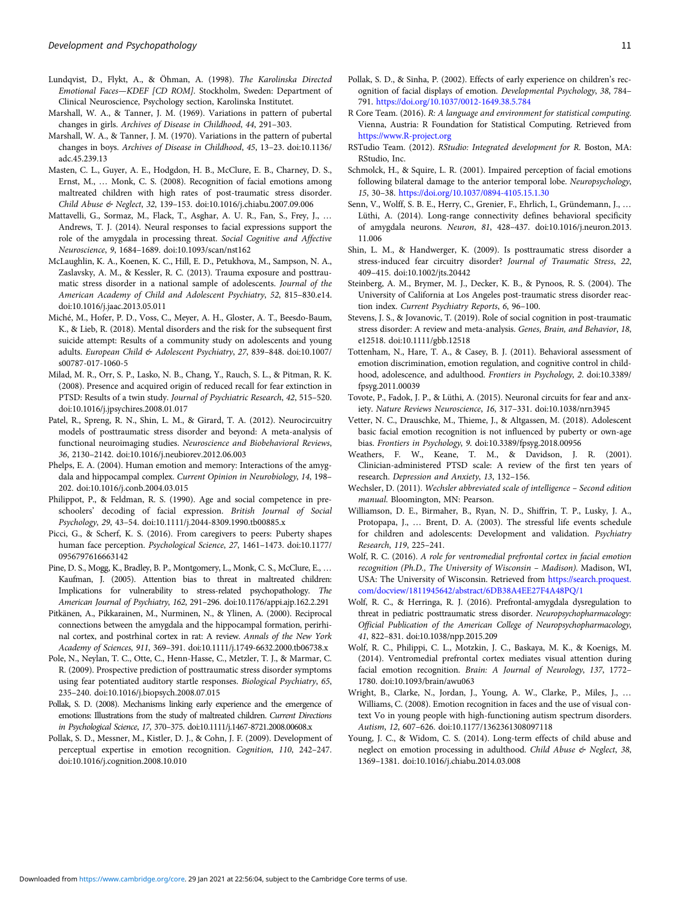Lundqvist, D., Flykt, A., & Öhman, A. (1998). *The Karolinska Directed Emotional Faces—KDEF [CD ROM]*. Stockholm, Sweden: Department of Clinical Neuroscience, Psychology section, Karolinska Institutet.

Marshall, W. A., & Tanner, J. M. (1969). Variations in pattern of pubertal changes in girls. *Archives of Disease in Childhood*, *44*, 291–303.

Marshall, W. A., & Tanner, J. M. (1970). Variations in the pattern of pubertal changes in boys. *Archives of Disease in Childhood*, *45*, 13–23. doi:10.1136/adc.45.239.13

Masten, C. L., Guyer, A. E., Hodgdon, H. B., McClure, E. B., Charney, D. S., Ernst, M., … Monk, C. S. (2008). Recognition of facial emotions among maltreated children with high rates of post-traumatic stress disorder. *Child Abuse & Neglect*, *32*, 139–153. doi:10.1016/j.chiabu.2007.09.006

Mattavelli, G., Sormaz, M., Flack, T., Asghar, A. U. R., Fan, S., Frey, J., … Andrews, T. J. (2014). Neural responses to facial expressions support the role of the amygdala in processing threat. *Social Cognitive and Affective Neuroscience*, *9*, 1684–1689. doi:10.1093/scan/nst162

McLaughlin, K. A., Koenen, K. C., Hill, E. D., Petukhova, M., Sampson, N. A., Zaslavsky, A. M., & Kessler, R. C. (2013). Trauma exposure and posttraumatic stress disorder in a national sample of adolescents. *Journal of the American Academy of Child and Adolescent Psychiatry*, *52*, 815–830.e14. doi:10.1016/j.jaac.2013.05.011

Miché, M., Hofer, P. D., Voss, C., Meyer, A. H., Gloster, A. T., Beesdo-Baum, K., & Lieb, R. (2018). Mental disorders and the risk for the subsequent first suicide attempt: Results of a community study on adolescents and young adults. *European Child & Adolescent Psychiatry*, *27*, 839–848. doi:10.1007/s00787-017-1060-5

Milad, M. R., Orr, S. P., Lasko, N. B., Chang, Y., Rauch, S. L., & Pitman, R. K. (2008). Presence and acquired origin of reduced recall for fear extinction in PTSD: Results of a twin study. *Journal of Psychiatric Research*, *42*, 515–520. doi:10.1016/j.jpsychires.2008.01.017

Patel, R., Spreng, R. N., Shin, L. M., & Girard, T. A. (2012). Neurocircuitry models of posttraumatic stress disorder and beyond: A meta-analysis of functional neuroimaging studies. *Neuroscience and Biobehavioral Reviews*, *36*, 2130–2142. doi:10.1016/j.neubiorev.2012.06.003

Phelps, E. A. (2004). Human emotion and memory: Interactions of the amygdala and hippocampal complex. *Current Opinion in Neurobiology*, *14*, 198–202. doi:10.1016/j.conb.2004.03.015

Philippot, P., & Feldman, R. S. (1990). Age and social competence in preschoolers' decoding of facial expression. *British Journal of Social Psychology*, *29*, 43–54. doi:10.1111/j.2044-8309.1990.tb00885.x

Picci, G., & Scherf, K. S. (2016). From caregivers to peers: Puberty shapes human face perception. *Psychological Science*, *27*, 1461–1473. doi:10.1177/0956797616663142

Pine, D. S., Mogg, K., Bradley, B. P., Montgomery, L., Monk, C. S., McClure, E., … Kaufman, J. (2005). Attention bias to threat in maltreated children: Implications for vulnerability to stress-related psychopathology. *The American Journal of Psychiatry*, *162*, 291–296. doi:10.1176/appi.ajp.162.2.291

Pitkänen, A., Pikkarainen, M., Nurminen, N., & Ylinen, A. (2000). Reciprocal connections between the amygdala and the hippocampal formation, perirhinal cortex, and postrhinal cortex in rat: A review. *Annals of the New York Academy of Sciences*, *911*, 369–391. doi:10.1111/j.1749-6632.2000.tb06738.x

Pole, N., Neylan, T. C., Otte, C., Henn-Hasse, C., Metzler, T. J., & Marmar, C. R. (2009). Prospective prediction of posttraumatic stress disorder symptoms using fear potentiated auditory startle responses. *Biological Psychiatry*, *65*, 235–240. doi:10.1016/j.biopsych.2008.07.015

Pollak, S. D. (2008). Mechanisms linking early experience and the emergence of emotions: Illustrations from the study of maltreated children. *Current Directions in Psychological Science*, *17*, 370–375. doi:10.1111/j.1467-8721.2008.00608.x

Pollak, S. D., Messner, M., Kistler, D. J., & Cohn, J. F. (2009). Development of perceptual expertise in emotion recognition. *Cognition*, *110*, 242–247. doi:10.1016/j.cognition.2008.10.010

Pollak, S. D., & Sinha, P. (2002). Effects of early experience on children's recognition of facial displays of emotion. *Developmental Psychology*, *38*, 784–791. https://doi.org/10.1037/0012-1649.38.5.784

R Core Team. (2016). *R: A language and environment for statistical computing.* Vienna, Austria: R Foundation for Statistical Computing. Retrieved from https://www.R-project.org

RSTudio Team. (2012). *RStudio: Integrated development for R.* Boston, MA: RStudio, Inc.

Schmolck, H., & Squire, L. R. (2001). Impaired perception of facial emotions following bilateral damage to the anterior temporal lobe. *Neuropsychology*, *15*, 30–38. https://doi.org/10.1037/0894-4105.15.1.30

Senn, V., Wolff, S. B. E., Herry, C., Grenier, F., Ehrlich, I., Gründemann, J., … Lüthi, A. (2014). Long-range connectivity defines behavioral specificity of amygdala neurons. *Neuron*, *81*, 428–437. doi:10.1016/j.neuron.2013.11.006

Shin, L. M., & Handwerger, K. (2009). Is posttraumatic stress disorder a stress-induced fear circuitry disorder? *Journal of Traumatic Stress*, *22*, 409–415. doi:10.1002/jts.20442

Steinberg, A. M., Brymer, M. J., Decker, K. B., & Pynoos, R. S. (2004). The University of California at Los Angeles post-traumatic stress disorder reaction index. *Current Psychiatry Reports*, *6*, 96–100.

Stevens, J. S., & Jovanovic, T. (2019). Role of social cognition in post-traumatic stress disorder: A review and meta-analysis. *Genes, Brain, and Behavior*, *18*, e12518. doi:10.1111/gbb.12518

Tottenham, N., Hare, T. A., & Casey, B. J. (2011). Behavioral assessment of emotion discrimination, emotion regulation, and cognitive control in childhood, adolescence, and adulthood. *Frontiers in Psychology*, *2*. doi:10.3389/fpsyg.2011.00039

Tovote, P., Fadok, J. P., & Lüthi, A. (2015). Neuronal circuits for fear and anxiety. *Nature Reviews Neuroscience*, *16*, 317–331. doi:10.1038/nrn3945

Vetter, N. C., Drauschke, M., Thieme, J., & Altgassen, M. (2018). Adolescent basic facial emotion recognition is not influenced by puberty or own-age bias. *Frontiers in Psychology*, *9*. doi:10.3389/fpsyg.2018.00956

Weathers, F. W., Keane, T. M., & Davidson, J. R. (2001). Clinician-administered PTSD scale: A review of the first ten years of research. *Depression and Anxiety*, *13*, 132–156.

Wechsler, D. (2011). *Wechsler abbreviated scale of intelligence – Second edition manual.* Bloomington, MN: Pearson.

Williamson, D. E., Birmaher, B., Ryan, N. D., Shiffrin, T. P., Lusky, J. A., Protopapa, J., … Brent, D. A. (2003). The stressful life events schedule for children and adolescents: Development and validation. *Psychiatry Research*, *119*, 225–241.

Wolf, R. C. (2016). *A role for ventromedial prefrontal cortex in facial emotion recognition (Ph.D., The University of Wisconsin – Madison).* Madison, WI, USA: The University of Wisconsin. Retrieved from https://search.proquest.com/docview/1811945642/abstract/6DB38A4EE27F4A48PQ/1

Wolf, R. C., & Herringa, R. J. (2016). Prefrontal-amygdala dysregulation to threat in pediatric posttraumatic stress disorder. *Neuropsychopharmacology: Official Publication of the American College of Neuropsychopharmacology*, *41*, 822–831. doi:10.1038/npp.2015.209

Wolf, R. C., Philippi, C. L., Motzkin, J. C., Baskaya, M. K., & Koenigs, M. (2014). Ventromedial prefrontal cortex mediates visual attention during facial emotion recognition. *Brain: A Journal of Neurology*, *137*, 1772–1780. doi:10.1093/brain/awu063

Wright, B., Clarke, N., Jordan, J., Young, A. W., Clarke, P., Miles, J., … Williams, C. (2008). Emotion recognition in faces and the use of visual context Vo in young people with high-functioning autism spectrum disorders. *Autism*, *12*, 607–626. doi:10.1177/1362361308097118

Young, J. C., & Widom, C. S. (2014). Long-term effects of child abuse and neglect on emotion processing in adulthood. *Child Abuse & Neglect*, *38*, 1369–1381. doi:10.1016/j.chiabu.2014.03.008